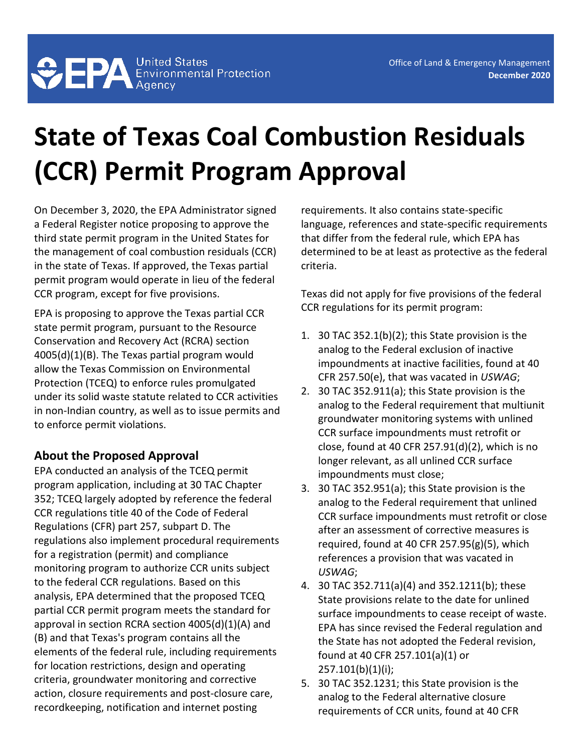# State of Texas Coal Combustion Residuals (CCR) Permit Program Approval

On December 3, 2020, the EPA Administrator signed a Federal Register notice proposing to approve the third state permit program in the United States for the management of coal combustion residuals (CCR) in the state of Texas. If approved, the Texas partial permit program would operate in lieu of the federal CCR program, except for five provisions.

EPA is proposing to approve the Texas partial CCR state permit program, pursuant to the Resource Conservation and Recovery Act (RCRA) section 4005(d)(1)(B). The Texas partial program would allow the Texas Commission on Environmental Protection (TCEQ) to enforce rules promulgated under its solid waste statute related to CCR activities in non-Indian country, as well as to issue permits and to enforce permit violations.

## About the Proposed Approval

EPA conducted an analysis of the TCEQ permit program application, including at 30 TAC Chapter 352; TCEQ largely adopted by reference the federal CCR regulations title 40 of the Code of Federal Regulations (CFR) part 257, subpart D. The regulations also implement procedural requirements for a registration (permit) and compliance monitoring program to authorize CCR units subject to the federal CCR regulations. Based on this analysis, EPA determined that the proposed TCEQ partial CCR permit program meets the standard for approval in section RCRA section 4005(d)(1)(A) and (B) and that Texas's program contains all the elements of the federal rule, including requirements for location restrictions, design and operating criteria, groundwater monitoring and corrective action, closure requirements and post-closure care, recordkeeping, notification and internet posting requirements. It also contains state-specific language, references and state-specific requirements that differ from the federal rule, which EPA has determined to be at least as protective as the federal criteria.

Texas did not apply for five provisions of the federal CCR regulations for its permit program:

1. 30 TAC 352.1(b)(2); this State provision is the analog to the Federal exclusion of inactive impoundments at inactive facilities, found at 40 CFR 257.50(e), that was vacated in *USWAG*;
2. 30 TAC 352.911(a); this State provision is the analog to the Federal requirement that multiunit groundwater monitoring systems with unlined CCR surface impoundments must retrofit or close, found at 40 CFR 257.91(d)(2), which is no longer relevant, as all unlined CCR surface impoundments must close;
3. 30 TAC 352.951(a); this State provision is the analog to the Federal requirement that unlined CCR surface impoundments must retrofit or close after an assessment of corrective measures is required, found at 40 CFR 257.95(g)(5), which references a provision that was vacated in *USWAG*;
4. 30 TAC 352.711(a)(4) and 352.1211(b); these State provisions relate to the date for unlined surface impoundments to cease receipt of waste. EPA has since revised the Federal regulation and the State has not adopted the Federal revision, found at 40 CFR 257.101(a)(1) or 257.101(b)(1)(i);
5. 30 TAC 352.1231; this State provision is the analog to the Federal alternative closure requirements of CCR units, found at 40 CFR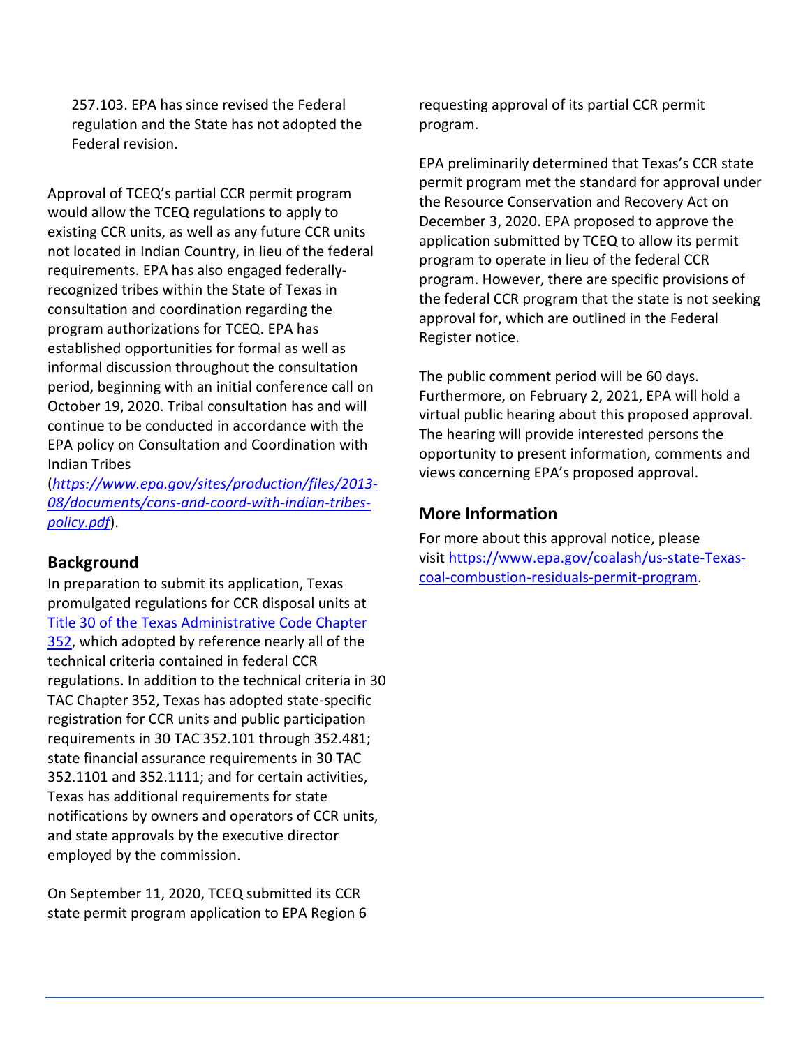257.103. EPA has since revised the Federal regulation and the State has not adopted the Federal revision.

Approval of TCEQ's partial CCR permit program would allow the TCEQ regulations to apply to existing CCR units, as well as any future CCR units not located in Indian Country, in lieu of the federal requirements. EPA has also engaged federally-recognized tribes within the State of Texas in consultation and coordination regarding the program authorizations for TCEQ. EPA has established opportunities for formal as well as informal discussion throughout the consultation period, beginning with an initial conference call on October 19, 2020. Tribal consultation has and will continue to be conducted in accordance with the EPA policy on Consultation and Coordination with Indian Tribes (*https://www.epa.gov/sites/production/files/2013-08/documents/cons-and-coord-with-indian-tribes-policy.pdf*).

## Background

In preparation to submit its application, Texas promulgated regulations for CCR disposal units at Title 30 of the Texas Administrative Code Chapter 352, which adopted by reference nearly all of the technical criteria contained in federal CCR regulations. In addition to the technical criteria in 30 TAC Chapter 352, Texas has adopted state-specific registration for CCR units and public participation requirements in 30 TAC 352.101 through 352.481; state financial assurance requirements in 30 TAC 352.1101 and 352.1111; and for certain activities, Texas has additional requirements for state notifications by owners and operators of CCR units, and state approvals by the executive director employed by the commission.

On September 11, 2020, TCEQ submitted its CCR state permit program application to EPA Region 6 requesting approval of its partial CCR permit program.

EPA preliminarily determined that Texas's CCR state permit program met the standard for approval under the Resource Conservation and Recovery Act on December 3, 2020. EPA proposed to approve the application submitted by TCEQ to allow its permit program to operate in lieu of the federal CCR program. However, there are specific provisions of the federal CCR program that the state is not seeking approval for, which are outlined in the Federal Register notice.

The public comment period will be 60 days. Furthermore, on February 2, 2021, EPA will hold a virtual public hearing about this proposed approval. The hearing will provide interested persons the opportunity to present information, comments and views concerning EPA's proposed approval.

## More Information

For more about this approval notice, please visit https://www.epa.gov/coalash/us-state-Texas-coal-combustion-residuals-permit-program.